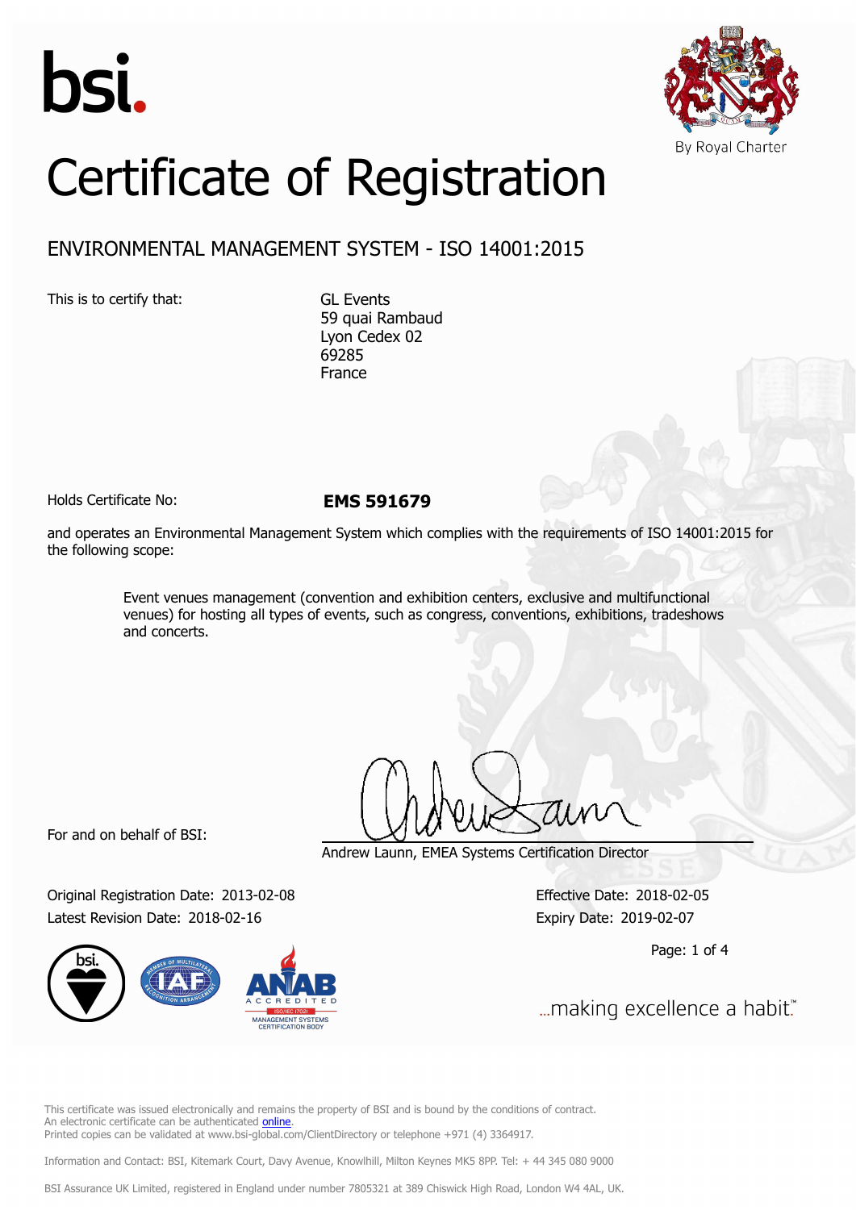bsi.

By Royal Charter

# Certificate of Registration

## ENVIRONMENTAL MANAGEMENT SYSTEM - ISO 14001:2015

This is to certify that:

GL Events
59 quai Rambaud
Lyon Cedex 02
69285
France

Holds Certificate No: **EMS 591679**

and operates an Environmental Management System which complies with the requirements of ISO 14001:2015 for the following scope:

> Event venues management (convention and exhibition centers, exclusive and multifunctional venues) for hosting all types of events, such as congress, conventions, exhibitions, tradeshows and concerts.

For and on behalf of BSI:

Andrew Launn, EMEA Systems Certification Director

Original Registration Date: 2013-02-08
Latest Revision Date: 2018-02-16

Effective Date: 2018-02-05
Expiry Date: 2019-02-07

...making excellence a habit.™

This certificate was issued electronically and remains the property of BSI and is bound by the conditions of contract.
An electronic certificate can be authenticated online.
Printed copies can be validated at www.bsi-global.com/ClientDirectory or telephone +971 (4) 3364917.

Information and Contact: BSI, Kitemark Court, Davy Avenue, Knowlhill, Milton Keynes MK5 8PP. Tel: + 44 345 080 9000

BSI Assurance UK Limited, registered in England under number 7805321 at 389 Chiswick High Road, London W4 4AL, UK.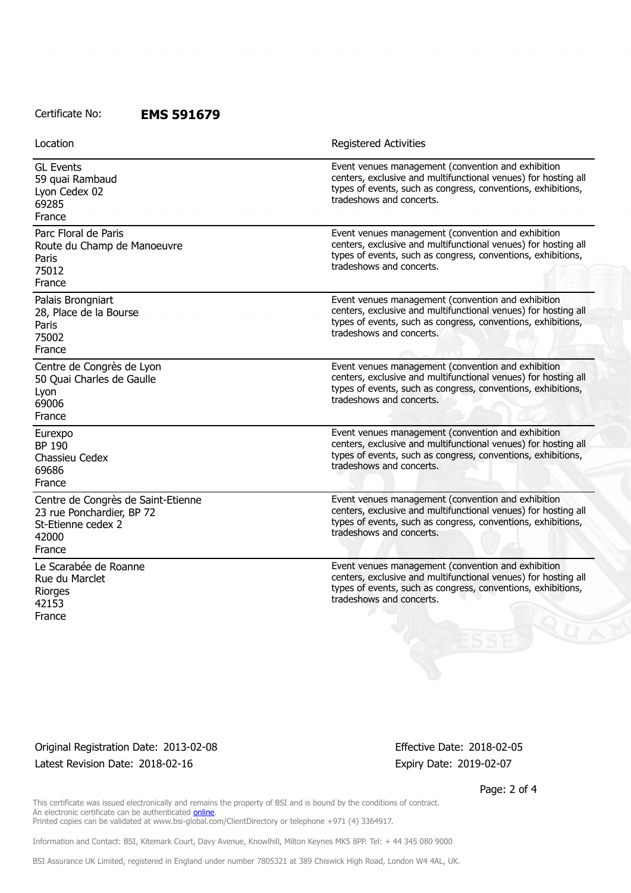Certificate No: **EMS 591679**

| Location | Registered Activities |
| --- | --- |
| GL Events<br>59 quai Rambaud<br>Lyon Cedex 02<br>69285<br>France | Event venues management (convention and exhibition centers, exclusive and multifunctional venues) for hosting all types of events, such as congress, conventions, exhibitions, tradeshows and concerts. |
| Parc Floral de Paris<br>Route du Champ de Manoeuvre<br>Paris<br>75012<br>France | Event venues management (convention and exhibition centers, exclusive and multifunctional venues) for hosting all types of events, such as congress, conventions, exhibitions, tradeshows and concerts. |
| Palais Brongniart<br>28, Place de la Bourse<br>Paris<br>75002<br>France | Event venues management (convention and exhibition centers, exclusive and multifunctional venues) for hosting all types of events, such as congress, conventions, exhibitions, tradeshows and concerts. |
| Centre de Congrès de Lyon<br>50 Quai Charles de Gaulle<br>Lyon<br>69006<br>France | Event venues management (convention and exhibition centers, exclusive and multifunctional venues) for hosting all types of events, such as congress, conventions, exhibitions, tradeshows and concerts. |
| Eurexpo<br>BP 190<br>Chassieu Cedex<br>69686<br>France | Event venues management (convention and exhibition centers, exclusive and multifunctional venues) for hosting all types of events, such as congress, conventions, exhibitions, tradeshows and concerts. |
| Centre de Congrès de Saint-Etienne<br>23 rue Ponchardier, BP 72<br>St-Etienne cedex 2<br>42000<br>France | Event venues management (convention and exhibition centers, exclusive and multifunctional venues) for hosting all types of events, such as congress, conventions, exhibitions, tradeshows and concerts. |
| Le Scarabée de Roanne<br>Rue du Marclet<br>Riorges<br>42153<br>France | Event venues management (convention and exhibition centers, exclusive and multifunctional venues) for hosting all types of events, such as congress, conventions, exhibitions, tradeshows and concerts. |

Original Registration Date: 2013-02-08
Latest Revision Date: 2018-02-16

Effective Date: 2018-02-05
Expiry Date: 2019-02-07

This certificate was issued electronically and remains the property of BSI and is bound by the conditions of contract.
An electronic certificate can be authenticated online.
Printed copies can be validated at www.bsi-global.com/ClientDirectory or telephone +971 (4) 3364917.

Information and Contact: BSI, Kitemark Court, Davy Avenue, Knowlhill, Milton Keynes MK5 8PP. Tel: + 44 345 080 9000

BSI Assurance UK Limited, registered in England under number 7805321 at 389 Chiswick High Road, London W4 4AL, UK.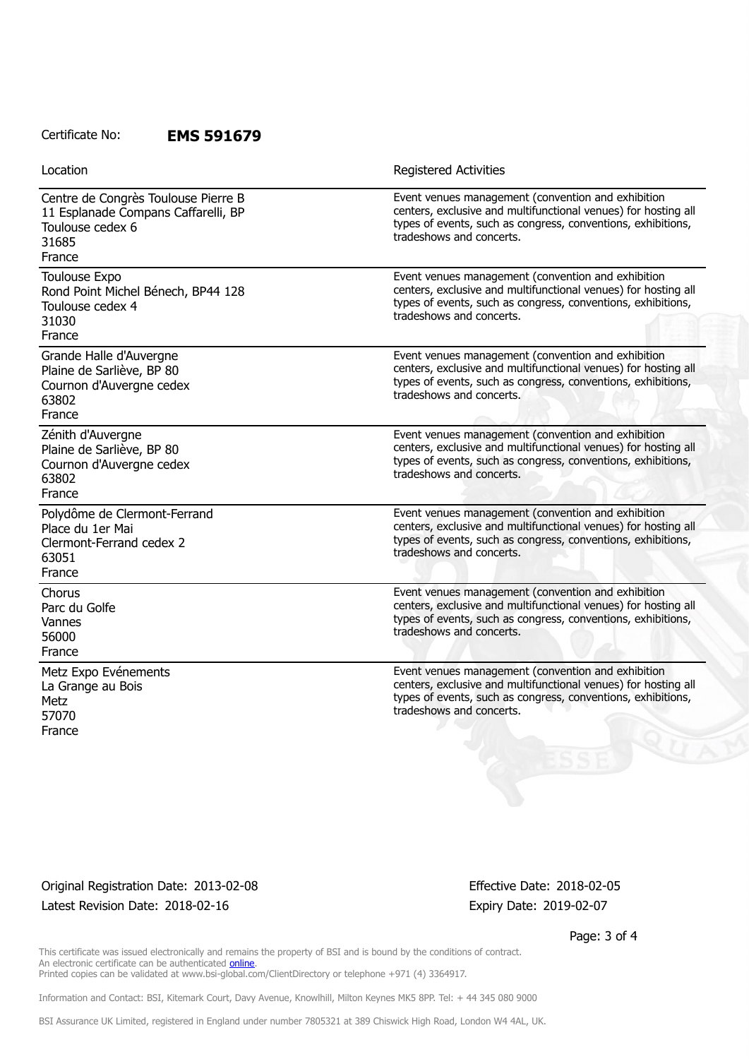Certificate No: **EMS 591679**

| Location | Registered Activities |
| --- | --- |
| Centre de Congrès Toulouse Pierre B<br>11 Esplanade Compans Caffarelli, BP<br>Toulouse cedex 6<br>31685<br>France | Event venues management (convention and exhibition centers, exclusive and multifunctional venues) for hosting all types of events, such as congress, conventions, exhibitions, tradeshows and concerts. |
| Toulouse Expo<br>Rond Point Michel Bénech, BP44 128<br>Toulouse cedex 4<br>31030<br>France | Event venues management (convention and exhibition centers, exclusive and multifunctional venues) for hosting all types of events, such as congress, conventions, exhibitions, tradeshows and concerts. |
| Grande Halle d'Auvergne<br>Plaine de Sarliève, BP 80<br>Cournon d'Auvergne cedex<br>63802<br>France | Event venues management (convention and exhibition centers, exclusive and multifunctional venues) for hosting all types of events, such as congress, conventions, exhibitions, tradeshows and concerts. |
| Zénith d'Auvergne<br>Plaine de Sarliève, BP 80<br>Cournon d'Auvergne cedex<br>63802<br>France | Event venues management (convention and exhibition centers, exclusive and multifunctional venues) for hosting all types of events, such as congress, conventions, exhibitions, tradeshows and concerts. |
| Polydôme de Clermont-Ferrand<br>Place du 1er Mai<br>Clermont-Ferrand cedex 2<br>63051<br>France | Event venues management (convention and exhibition centers, exclusive and multifunctional venues) for hosting all types of events, such as congress, conventions, exhibitions, tradeshows and concerts. |
| Chorus<br>Parc du Golfe<br>Vannes<br>56000<br>France | Event venues management (convention and exhibition centers, exclusive and multifunctional venues) for hosting all types of events, such as congress, conventions, exhibitions, tradeshows and concerts. |
| Metz Expo Evénements<br>La Grange au Bois<br>Metz<br>57070<br>France | Event venues management (convention and exhibition centers, exclusive and multifunctional venues) for hosting all types of events, such as congress, conventions, exhibitions, tradeshows and concerts. |

Original Registration Date: 2013-02-08
Latest Revision Date: 2018-02-16

Effective Date: 2018-02-05
Expiry Date: 2019-02-07

This certificate was issued electronically and remains the property of BSI and is bound by the conditions of contract.
An electronic certificate can be authenticated online.
Printed copies can be validated at www.bsi-global.com/ClientDirectory or telephone +971 (4) 3364917.

Information and Contact: BSI, Kitemark Court, Davy Avenue, Knowlhill, Milton Keynes MK5 8PP. Tel: + 44 345 080 9000

BSI Assurance UK Limited, registered in England under number 7805321 at 389 Chiswick High Road, London W4 4AL, UK.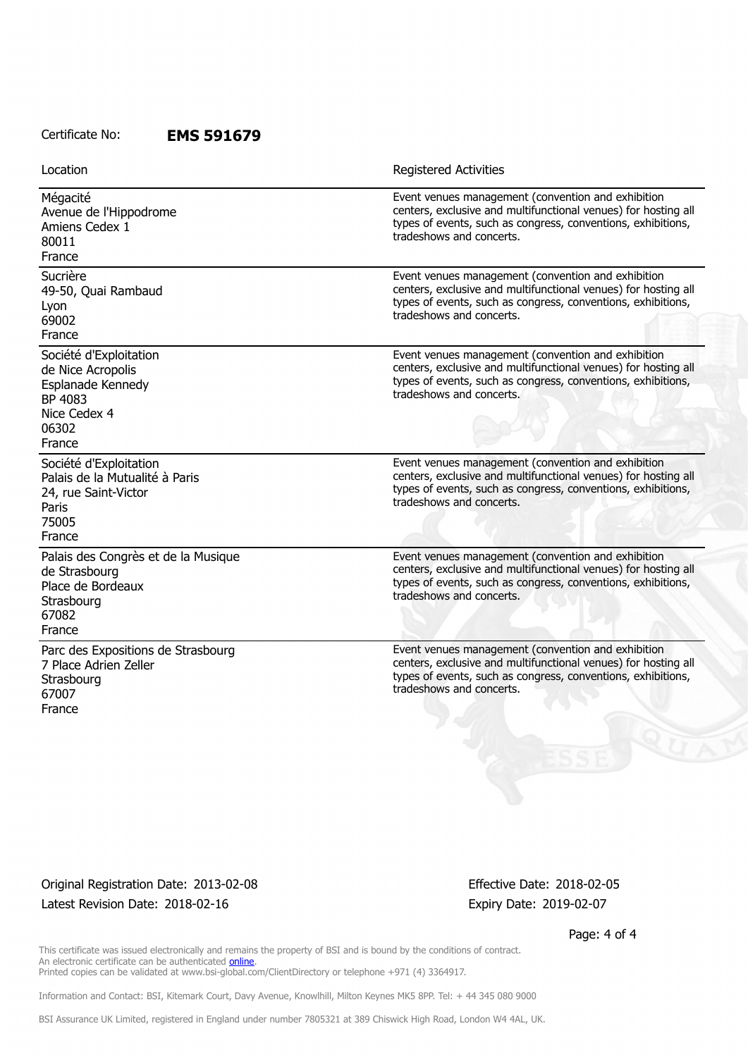Certificate No: **EMS 591679**

| Location | Registered Activities |
|---|---|
| Mégacité<br>Avenue de l'Hippodrome<br>Amiens Cedex 1<br>80011<br>France | Event venues management (convention and exhibition centers, exclusive and multifunctional venues) for hosting all types of events, such as congress, conventions, exhibitions, tradeshows and concerts. |
| Sucrière<br>49-50, Quai Rambaud<br>Lyon<br>69002<br>France | Event venues management (convention and exhibition centers, exclusive and multifunctional venues) for hosting all types of events, such as congress, conventions, exhibitions, tradeshows and concerts. |
| Société d'Exploitation<br>de Nice Acropolis<br>Esplanade Kennedy<br>BP 4083<br>Nice Cedex 4<br>06302<br>France | Event venues management (convention and exhibition centers, exclusive and multifunctional venues) for hosting all types of events, such as congress, conventions, exhibitions, tradeshows and concerts. |
| Société d'Exploitation<br>Palais de la Mutualité à Paris<br>24, rue Saint-Victor<br>Paris<br>75005<br>France | Event venues management (convention and exhibition centers, exclusive and multifunctional venues) for hosting all types of events, such as congress, conventions, exhibitions, tradeshows and concerts. |
| Palais des Congrès et de la Musique<br>de Strasbourg<br>Place de Bordeaux<br>Strasbourg<br>67082<br>France | Event venues management (convention and exhibition centers, exclusive and multifunctional venues) for hosting all types of events, such as congress, conventions, exhibitions, tradeshows and concerts. |
| Parc des Expositions de Strasbourg<br>7 Place Adrien Zeller<br>Strasbourg<br>67007<br>France | Event venues management (convention and exhibition centers, exclusive and multifunctional venues) for hosting all types of events, such as congress, conventions, exhibitions, tradeshows and concerts. |

Original Registration Date: 2013-02-08
Effective Date: 2018-02-05
Latest Revision Date: 2018-02-16
Expiry Date: 2019-02-07

This certificate was issued electronically and remains the property of BSI and is bound by the conditions of contract.
An electronic certificate can be authenticated online.
Printed copies can be validated at www.bsi-global.com/ClientDirectory or telephone +971 (4) 3364917.

Information and Contact: BSI, Kitemark Court, Davy Avenue, Knowlhill, Milton Keynes MK5 8PP. Tel: + 44 345 080 9000

BSI Assurance UK Limited, registered in England under number 7805321 at 389 Chiswick High Road, London W4 4AL, UK.